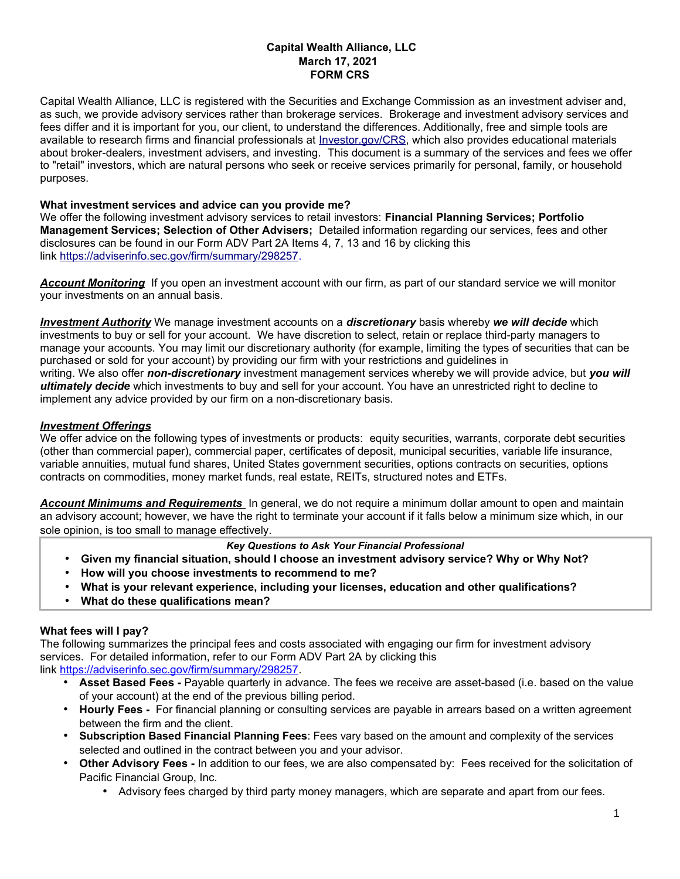**Capital Wealth Alliance, LLC**
**March 17, 2021**
**FORM CRS**

Capital Wealth Alliance, LLC is registered with the Securities and Exchange Commission as an investment adviser and, as such, we provide advisory services rather than brokerage services. Brokerage and investment advisory services and fees differ and it is important for you, our client, to understand the differences. Additionally, free and simple tools are available to research firms and financial professionals at [Investor.gov/CRS](Investor.gov/CRS), which also provides educational materials about broker-dealers, investment advisers, and investing. This document is a summary of the services and fees we offer to "retail" investors, which are natural persons who seek or receive services primarily for personal, family, or household purposes.

## What investment services and advice can you provide me?

We offer the following investment advisory services to retail investors: **Financial Planning Services; Portfolio Management Services; Selection of Other Advisers;** Detailed information regarding our services, fees and other disclosures can be found in our Form ADV Part 2A Items 4, 7, 13 and 16 by clicking this link https://adviserinfo.sec.gov/firm/summary/298257.

***Account Monitoring*** If you open an investment account with our firm, as part of our standard service we will monitor your investments on an annual basis.

***Investment Authority*** We manage investment accounts on a ***discretionary*** basis whereby ***we will decide*** which investments to buy or sell for your account. We have discretion to select, retain or replace third-party managers to manage your accounts. You may limit our discretionary authority (for example, limiting the types of securities that can be purchased or sold for your account) by providing our firm with your restrictions and guidelines in writing. We also offer ***non-discretionary*** investment management services whereby we will provide advice, but ***you will ultimately decide*** which investments to buy and sell for your account. You have an unrestricted right to decline to implement any advice provided by our firm on a non-discretionary basis.

***Investment Offerings***
We offer advice on the following types of investments or products: equity securities, warrants, corporate debt securities (other than commercial paper), commercial paper, certificates of deposit, municipal securities, variable life insurance, variable annuities, mutual fund shares, United States government securities, options contracts on securities, options contracts on commodities, money market funds, real estate, REITs, structured notes and ETFs.

***Account Minimums and Requirements*** In general, we do not require a minimum dollar amount to open and maintain an advisory account; however, we have the right to terminate your account if it falls below a minimum size which, in our sole opinion, is too small to manage effectively.

***Key Questions to Ask Your Financial Professional***

- **Given my financial situation, should I choose an investment advisory service? Why or Why Not?**
- **How will you choose investments to recommend to me?**
- **What is your relevant experience, including your licenses, education and other qualifications?**
- **What do these qualifications mean?**

## What fees will I pay?

The following summarizes the principal fees and costs associated with engaging our firm for investment advisory services. For detailed information, refer to our Form ADV Part 2A by clicking this link https://adviserinfo.sec.gov/firm/summary/298257.

- **Asset Based Fees -** Payable quarterly in advance. The fees we receive are asset-based (i.e. based on the value of your account) at the end of the previous billing period.
- **Hourly Fees -** For financial planning or consulting services are payable in arrears based on a written agreement between the firm and the client.
- **Subscription Based Financial Planning Fees**: Fees vary based on the amount and complexity of the services selected and outlined in the contract between you and your advisor.
- **Other Advisory Fees -** In addition to our fees, we are also compensated by: Fees received for the solicitation of Pacific Financial Group, Inc.
  - Advisory fees charged by third party money managers, which are separate and apart from our fees.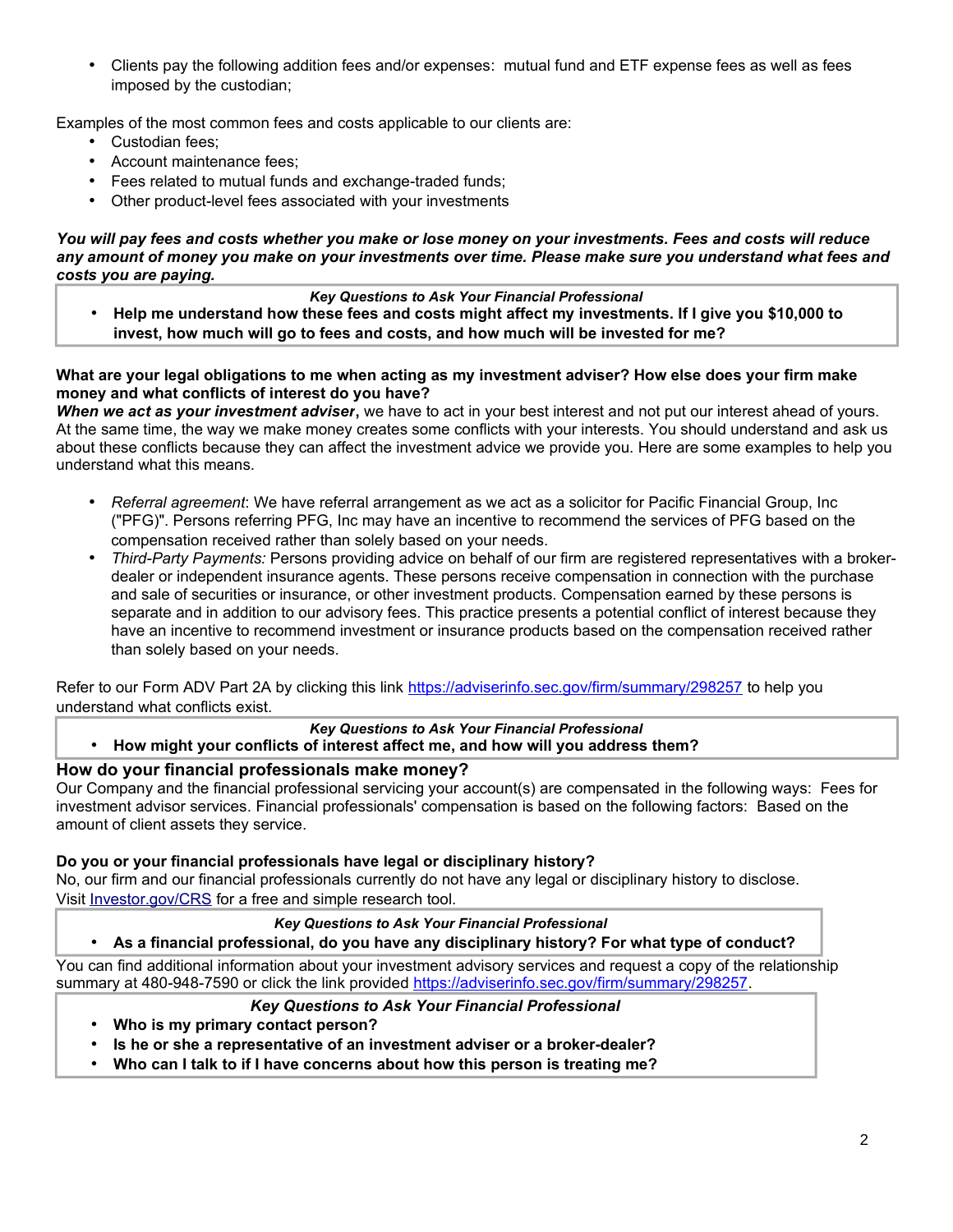- Clients pay the following addition fees and/or expenses: mutual fund and ETF expense fees as well as fees imposed by the custodian;

Examples of the most common fees and costs applicable to our clients are:

- Custodian fees;
- Account maintenance fees;
- Fees related to mutual funds and exchange-traded funds;
- Other product-level fees associated with your investments

***You will pay fees and costs whether you make or lose money on your investments. Fees and costs will reduce any amount of money you make on your investments over time. Please make sure you understand what fees and costs you are paying.***

> ***Key Questions to Ask Your Financial Professional***
> - **Help me understand how these fees and costs might affect my investments. If I give you $10,000 to invest, how much will go to fees and costs, and how much will be invested for me?**

**What are your legal obligations to me when acting as my investment adviser? How else does your firm make money and what conflicts of interest do you have?**

***When we act as your investment adviser***, we have to act in your best interest and not put our interest ahead of yours. At the same time, the way we make money creates some conflicts with your interests. You should understand and ask us about these conflicts because they can affect the investment advice we provide you. Here are some examples to help you understand what this means.

- *Referral agreement*: We have referral arrangement as we act as a solicitor for Pacific Financial Group, Inc ("PFG)". Persons referring PFG, Inc may have an incentive to recommend the services of PFG based on the compensation received rather than solely based on your needs.
- *Third-Party Payments:* Persons providing advice on behalf of our firm are registered representatives with a broker-dealer or independent insurance agents. These persons receive compensation in connection with the purchase and sale of securities or insurance, or other investment products. Compensation earned by these persons is separate and in addition to our advisory fees. This practice presents a potential conflict of interest because they have an incentive to recommend investment or insurance products based on the compensation received rather than solely based on your needs.

Refer to our Form ADV Part 2A by clicking this link https://adviserinfo.sec.gov/firm/summary/298257 to help you understand what conflicts exist.

> ***Key Questions to Ask Your Financial Professional***
> - **How might your conflicts of interest affect me, and how will you address them?**

## How do your financial professionals make money?

Our Company and the financial professional servicing your account(s) are compensated in the following ways: Fees for investment advisor services. Financial professionals' compensation is based on the following factors: Based on the amount of client assets they service.

**Do you or your financial professionals have legal or disciplinary history?**

No, our firm and our financial professionals currently do not have any legal or disciplinary history to disclose. Visit Investor.gov/CRS for a free and simple research tool.

> ***Key Questions to Ask Your Financial Professional***
> - **As a financial professional, do you have any disciplinary history? For what type of conduct?**

You can find additional information about your investment advisory services and request a copy of the relationship summary at 480-948-7590 or click the link provided https://adviserinfo.sec.gov/firm/summary/298257.

> ***Key Questions to Ask Your Financial Professional***
> - **Who is my primary contact person?**
> - **Is he or she a representative of an investment adviser or a broker-dealer?**
> - **Who can I talk to if I have concerns about how this person is treating me?**